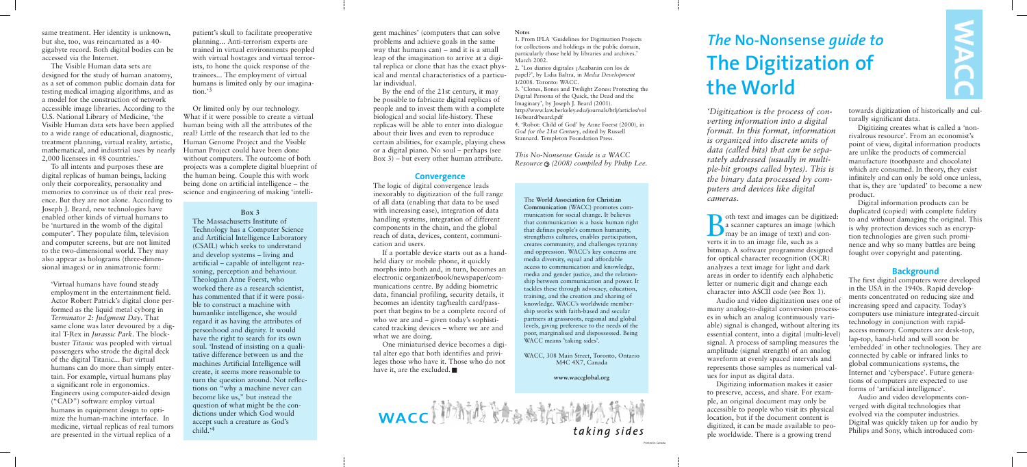same treatment. Her identity is unknown, but she, too, was reincarnated as a 40-gigabyte record. Both digital bodies can be accessed via the Internet.

The Visible Human data sets are designed for the study of human anatomy, as a set of common public domain data for testing medical imaging algorithms, and as a model for the construction of network accessible image libraries. According to the U.S. National Library of Medicine, 'the Visible Human data sets have been applied to a wide range of educational, diagnostic, treatment planning, virtual reality, artistic, mathematical, and industrial uses by nearly 2,000 licensees in 48 countries.'

To all intents and purposes these are digital replicas of human beings, lacking only their corporeality, personality and memories to convince us of their real presence. But they are not alone. According to Joseph J. Beard, new technologies have enabled other kinds of virtual humans to be 'nurtured in the womb of the digital computer'. They populate film, television and computer screens, but are not limited to the two-dimensional world. They may also appear as holograms (three-dimensional images) or in animatronic form:

> 'Virtual humans have found steady employment in the entertainment field. Actor Robert Patrick's digital clone performed as the liquid metal cyborg in *Terminator 2: Judgment Day*. That same clone was later devoured by a digital T-Rex in *Jurassic Park*. The blockbuster *Titanic* was peopled with virtual passengers who strode the digital deck of the digital Titanic... But virtual humans can do more than simply entertain. For example, virtual humans play a significant role in ergonomics. Engineers using computer-aided design ("CAD") software employ virtual humans in equipment design to optimize the human-machine interface. In medicine, virtual replicas of real tumors are presented in the virtual replica of a patient's skull to facilitate preoperative planning... Anti-terrorism experts are trained in virtual environments peopled with virtual hostages and virtual terrorists, to hone the quick response of the trainees... The employment of virtual humans is limited only by our imagination.'[3]

Or limited only by our technology. What if it were possible to create a virtual human being with all the attributes of the real? Little of the research that led to the Human Genome Project and the Visible Human Project could have been done without computers. The outcome of both projects was a complete digital blueprint of the human being. Couple this with work being done on artificial intelligence – the science and engineering of making 'intelligent machines' (computers that can solve problems and achieve goals in the same way that humans can) – and it is a small leap of the imagination to arrive at a digital replica or clone that has the exact physical and mental characteristics of a particular individual.

> **Box 3**
>
> The Massachusetts Institute of Technology has a Computer Science and Artificial Intelligence Laboratory (CSAIL) which seeks to understand and develop systems – living and artificial – capable of intelligent reasoning, perception and behaviour. Theologian Anne Foerst, who worked there as a research scientist, has commented that if it were possible to construct a machine with humanlike intelligence, she would regard it as having the attributes of personhood and dignity. It would have the right to search for its own soul. 'Instead of insisting on a qualitative difference between us and the machines Artificial Intelligence will create, it seems more reasonable to turn the question around. Not reflections on "why a machine never can become like us," but instead the question of what might be the conditions under which God would accept such a creature as God's child.'[4]

By the end of the 21st century, it may be possible to fabricate digital replicas of people and to invest them with a complete biological and social life-history. These replicas will be able to enter into dialogue about their lives and even to reproduce certain abilities, for example, playing chess or a digital piano. No soul – perhaps (see Box 3) – but every other human attribute.

## Convergence

The logic of digital convergence leads inexorably to digitization of the full range of all data (enabling that data to be used with increasing ease), integration of data handling systems, integration of different components in the chain, and the global reach of data, devices, content, communication and users.

If a portable device starts out as a handheld diary or mobile phone, it quickly morphs into both and, in turn, becomes an electronic organizer/book/newspaper/communications centre. By adding biometric data, financial profiling, security details, it becomes an identity tag/health card/passport that begins to be a complete record of who we are and – given today's sophisticated tracking devices – where we are and what we are doing.

One miniaturised device becomes a digital alter ego that both identifies and privileges those who have it. Those who do not have it, are the excluded. ■

**Notes**

1. From IFLA 'Guidelines for Digitization Projects for collections and holdings in the public domain, particularly those held by libraries and archives.' March 2002.
2. 'Los diarios digitales ¿Acabarán con los de papel?', by Lidia Baltra, in *Media Development* 1/2008. Toronto: WACC.
3. 'Clones, Bones and Twilight Zones: Protecting the Digital Persona of the Quick, the Dead and the Imaginary', by Joseph J. Beard (2001). http://www.law.berkeley.edu/journals/btlj/articles/vol16/beard/beard.pdf
4. 'Robot: Child of God' by Anne Foerst (2000), in *God for the 21st Century*, edited by Russell Stannard. Templeton Foundation Press.

*This No-Nonsense Guide is a WACC Resource © (2008) compiled by Philip Lee.*

The **World Association for Christian Communication** (WACC) promotes communication for social change. It believes that communication is a basic human right that defines people's common humanity, strengthens cultures, enables participation, creates community, and challenges tyranny and oppression. WACC's key concerns are media diversity, equal and affordable access to communication and knowledge, media and gender justice, and the relationship between communication and power. It tackles these through advocacy, education, training, and the creation and sharing of knowledge. WACC's worldwide membership works with faith-based and secular partners at grassroots, regional and global levels, giving preference to the needs of the poor, marginalised and dispossessed. Being WACC means 'taking sides'.

WACC, 308 Main Street, Toronto, Ontario M4C 4X7, Canada

**www.waccglobal.org**

# *The* No-Nonsense *guide to* The Digitization of the World

*'Digitization is the process of converting information into a digital format. In this format, information is organized into discrete units of data (called bits) that can be separately addressed (usually in multiple-bit groups called bytes). This is the binary data processed by computers and devices like digital cameras.*

Both text and images can be digitized: a scanner captures an image (which may be an image of text) and converts it in to an image file, such as a bitmap. A software programme designed for optical character recognition (OCR) analyzes a text image for light and dark areas in order to identify each alphabetic letter or numeric digit and change each character into ASCII code (see Box 1).

Audio and video digitization uses one of many analog-to-digital conversion processes in which an analog (continuously variable) signal is changed, without altering its essential content, into a digital (multi-level) signal. A process of sampling measures the amplitude (signal strength) of an analog waveform at evenly spaced intervals and represents those samples as numerical values for input as digital data.

Digitizing information makes it easier to preserve, access, and share. For example, an original document may only be accessible to people who visit its physical location, but if the document content is digitized, it can be made available to people worldwide. There is a growing trend towards digitization of historically and culturally significant data.

Digitizing creates what is called a 'non-rivalrous resource'. From an economist's point of view, digital information products are unlike the products of commercial manufacture (toothpaste and chocolate) which are consumed. In theory, they exist infinitely and can only be sold once unless, that is, they are 'updated' to become a new product.

Digital information products can be duplicated (copied) with complete fidelity to and without damaging the original. This is why protection devices such as encryption technologies are given such prominence and why so many battles are being fought over copyright and patenting.

## Background

The first digital computers were developed in the USA in the 1940s. Rapid developments concentrated on reducing size and increasing speed and capacity. Today's computers use miniature integrated-circuit technology in conjunction with rapid-access memory. Computers are desk-top, lap-top, hand-held and will soon be 'embedded' in other technologies. They are connected by cable or infrared links to global communications systems, the Internet and 'cyberspace'. Future generations of computers are expected to use forms of 'artificial intelligence'.

Audio and video developments converged with digital technologies that evolved via the computer industries. Digital was quickly taken up for audio by Philips and Sony, which introduced com-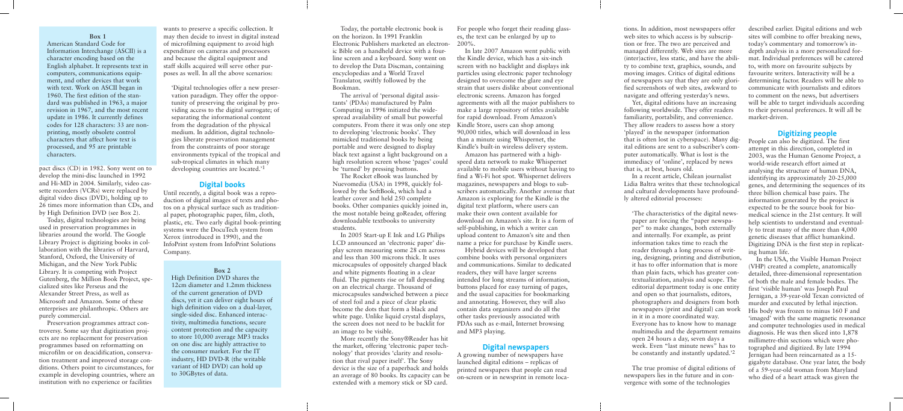**Box 1**

American Standard Code for Information Interchange (ASCII) is a character encoding based on the English alphabet. It represents text in computers, communications equipment, and other devices that work with text. Work on ASCII began in 1960. The first edition of the standard was published in 1963, a major revision in 1967, and the most recent update in 1986. It currently defines codes for 128 characters: 33 are non-printing, mostly obsolete control characters that affect how text is processed, and 95 are printable characters.

pact discs (CD) in 1982. Sony went on to develop the mini-disc launched in 1992 and Hi-MD in 2004. Similarly, video cassette recorders (VCRs) were replaced by digital video discs (DVD), holding up to 26 times more information than CDs, and by High Definition DVD (see Box 2).

Today, digital technologies are being used in preservation programmes in libraries around the world. The Google Library Project is digitizing books in collaboration with the libraries of Harvard, Stanford, Oxford, the University of Michigan, and the New York Public Library. It is competing with Project Gutenberg, the Million Book Project, specialized sites like Perseus and the Alexander Street Press, as well as Microsoft and Amazon. Some of these enterprises are philanthropic. Others are purely commercial.

Preservation programmes attract controversy. Some say that digitization projects are no replacement for preservation programmes based on reformatting on microfilm or on deacidification, conservation treatment and improved storage conditions. Others point to circumstances, for example in developing countries, where an institution with no experience or facilities wants to preserve a specific collection. It may then decide to invest in digital instead of microfilming equipment to avoid high expenditure on cameras and processors and because the digital equipment and staff skills acquired will serve other purposes as well. In all the above scenarios:

> 'Digital technologies offer a new preservation paradigm. They offer the opportunity of preserving the original by providing access to the digital surrogate; of separating the informational content from the degradation of the physical medium. In addition, digital technologies liberate preservation management from the constraints of poor storage environments typical of the tropical and sub-tropical climates in which many developing countries are located.'[1]

## Digital books

Until recently, a digital book was a reproduction of digital images of texts and photos on a physical surface such as traditional paper, photographic paper, film, cloth, plastic, etc. Two early digital book-printing systems were the DocuTech system from Xerox (introduced in 1990), and the InfoPrint system from InfoPrint Solutions Company.

**Box 2**

High Definition DVD shares the 12cm diameter and 1.2mm thickness of the current generation of DVD discs, yet it can deliver eight hours of high definition video on a dual-layer, single-sided disc. Enhanced interactivity, multimedia functions, secure content protection and the capacity to store 10,000 average MP3 tracks on one disc are highly attractive to the consumer market. For the IT industry, HD DVD-R (the writable variant of HD DVD) can hold up to 30GBytes of data.

Today, the portable electronic book is on the horizon. In 1991 Franklin Electronic Publishers marketed an electronic Bible on a handheld device with a four-line screen and a keyboard. Sony went on to develop the Data Discman, containing encyclopedias and a World Travel Translator, swiftly followed by the Bookman.

The arrival of 'personal digital assistants' (PDAs) manufactured by Palm Computing in 1996 initiated the widespread availability of small but powerful computers. From there it was only one step to developing 'electronic books'. They mimicked traditional books by being portable and were designed to display black text against a light background on a high resolution screen whose 'pages' could be 'turned' by pressing buttons.

The Rocket eBook was launched by Nuevomedia (USA) in 1998, quickly followed by the SoftBook, which had a leather cover and held 250 complete books. Other companies quickly joined in, the most notable being goReader, offering downloadable textbooks to university students.

In 2005 Start-up E Ink and LG Philips LCD announced an 'electronic paper' display screen measuring some 28 cm across and less than 300 microns thick. It uses microcapsules of oppositely charged black and white pigments floating in a clear fluid. The pigments rise or fall depending on an electrical charge. Thousand of microcapsules sandwiched between a piece of steel foil and a piece of clear plastic become the dots that form a black and white page. Unlike liquid crystal displays, the screen does not need to be backlit for an image to be visible.

More recently the Sony®Reader has hit the market, offering 'electronic paper technology' that provides 'clarity and resolution that rival paper itself'. The Sony device is the size of a paperback and holds an average of 80 books. Its capacity can be extended with a memory stick or SD card. For people who forget their reading glasses, the text can be enlarged by up to 200%.

In late 2007 Amazon went public with the Kindle device, which has a six-inch screen with no backlight and displays ink particles using electronic paper technology designed to overcome the glare and eye strain that users dislike about conventional electronic screens. Amazon has forged agreements with all the major publishers to make a large repository of titles available for rapid download. From Amazon's Kindle Store, users can shop among 90,000 titles, which will download in less than a minute using Whispernet, the Kindle's built-in wireless delivery system.

Amazon has partnered with a high-speed data network to make Whispernet available to mobile users without having to find a Wi-Fi hot spot. Whispernet delivers magazines, newspapers and blogs to subscribers automatically. Another avenue that Amazon is exploring for the Kindle is the digital text platform, where users can make their own content available for download on Amazon's site. It is a form of self-publishing, in which a writer can upload content to Amazon's site and then name a price for purchase by Kindle users.

Hybrid devices will be developed that combine books with personal organizers and communications. Similar to dedicated readers, they will have larger screens intended for long streams of information, buttons placed for easy turning of pages, and the usual capacities for bookmarking and annotating. However, they will also contain data organizers and do all the other tasks previously associated with PDAs such as e-mail, Internet browsing and MP3 playing.

## Digital newspapers

A growing number of newspapers have launched digital editions – replicas of printed newspapers that people can read on-screen or in newsprint in remote locations. In addition, most newspapers offer web sites to which access is by subscription or free. The two are perceived and managed differently. Web sites are more (inter)active, less static, and have the ability to combine text, graphics, sounds, and moving images. Critics of digital editions of newspapers say that they are only glorified screenshots of web sites, awkward to navigate and offering yesterday's news.

Yet, digital editions have an increasing following worldwide. They offer readers familiarity, portability, and convenience. They allow readers to assess how a story 'played' in the newspaper (information that is often lost in cyberspace). Many digital editions are sent to a subscriber's computer automatically. What is lost is the immediacy of 'online', replaced by news that is, at best, hours old.

In a recent article, Chilean journalist Lidia Baltra writes that these technological and cultural developments have profoundly altered editorial processes:

> 'The characteristics of the digital newspaper are forcing the "paper newspaper" to make changes, both externally and internally. For example, as print information takes time to reach the reader through a long process of writing, designing, printing and distribution, it has to offer information that is more than plain facts, which has greater contextualization, analysis and scope. The editorial department today is one entity and open so that journalists, editors, photographers and designers from both newspapers (print and digital) can work in it in a more coordinated way. Everyone has to know how to manage multimedia and the department remains open 24 hours a day, seven days a week. Even "last minute news" has to be constantly and instantly updated.'[2]

The true promise of digital editions of newspapers lies in the future and in convergence with some of the technologies described earlier. Digital editions and web sites will combine to offer breaking news, today's commentary and tomorrow's in-depth analysis in a more personalized format. Individual preferences will be catered to, with more on favourite subjects by favourite writers. Interactivity will be a determining factor. Readers will be able to communicate with journalists and editors to comment on the news, but advertisers will be able to target individuals according to their personal preferences. It will all be market-driven.

## Digitizing people

People can also be digitized. The first attempt in this direction, completed in 2003, was the Human Genome Project, a world-wide research effort aimed at analysing the structure of human DNA, identifying its approximately 20-25,000 genes, and determining the sequences of its three billion chemical base pairs. The information generated by the project is expected to be the source book for biomedical science in the 21st century. It will help scientists to understand and eventually to treat many of the more than 4,000 genetic diseases that afflict humankind. Digitizing DNA is the first step in replicating human life.

In the USA, the Visible Human Project (VHP) created a complete, anatomically detailed, three-dimensional representation of both the male and female bodies. The first 'visible human' was Joseph Paul Jernigan, a 39-year-old Texan convicted of murder and executed by lethal injection. His body was frozen to minus 160 F and 'imaged' with the same magnetic resonance and computer technologies used in medical diagnosis. He was then sliced into 1,878 millimetre-thin sections which were photographed and digitized. By late 1994 Jernigan had been reincarnated as a 15-gigabyte database. One year later, the body of a 59-year-old woman from Maryland who died of a heart attack was given the